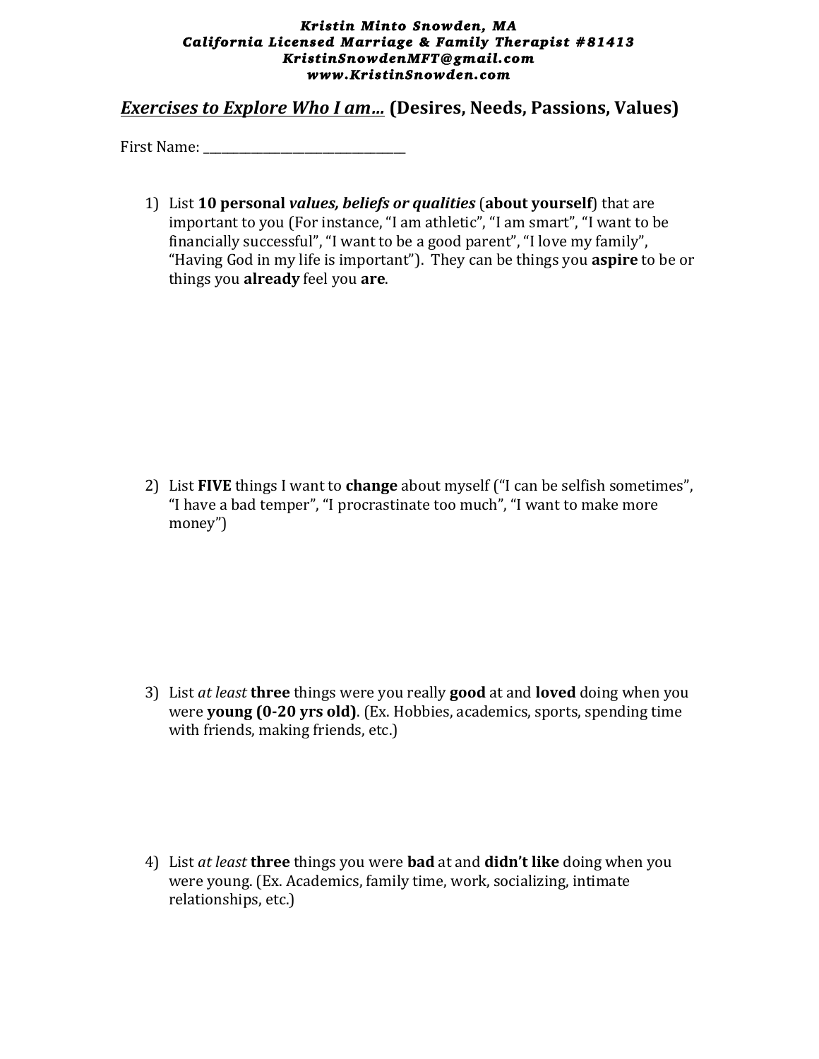***Kristin Minto Snowden, MA***
***California Licensed Marriage & Family Therapist #81413***
***KristinSnowdenMFT@gmail.com***
***www.KristinSnowden.com***

## ***Exercises to Explore Who I am…*** **(Desires, Needs, Passions, Values)**

First Name: ________________________________

1) List **10 personal** ***values, beliefs or qualities*** (**about yourself**) that are important to you (For instance, "I am athletic", "I am smart", "I want to be financially successful", "I want to be a good parent", "I love my family", "Having God in my life is important"). They can be things you **aspire** to be or things you **already** feel you **are**.

2) List **FIVE** things I want to **change** about myself ("I can be selfish sometimes", "I have a bad temper", "I procrastinate too much", "I want to make more money")

3) List *at least* **three** things were you really **good** at and **loved** doing when you were **young (0-20 yrs old)**. (Ex. Hobbies, academics, sports, spending time with friends, making friends, etc.)

4) List *at least* **three** things you were **bad** at and **didn't like** doing when you were young. (Ex. Academics, family time, work, socializing, intimate relationships, etc.)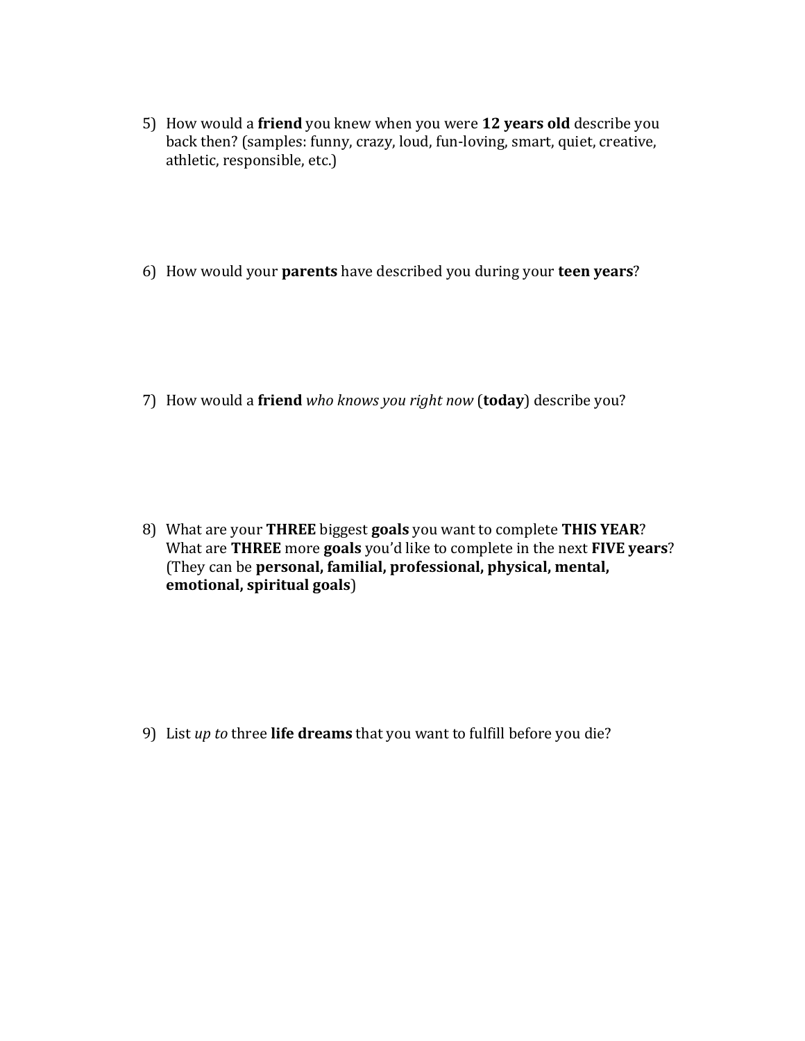5) How would a **friend** you knew when you were **12 years old** describe you back then? (samples: funny, crazy, loud, fun-loving, smart, quiet, creative, athletic, responsible, etc.)

6) How would your **parents** have described you during your **teen years**?

7) How would a **friend** *who knows you right now* (**today**) describe you?

8) What are your **THREE** biggest **goals** you want to complete **THIS YEAR**? What are **THREE** more **goals** you'd like to complete in the next **FIVE years**? (They can be **personal, familial, professional, physical, mental, emotional, spiritual goals**)

9) List *up to* three **life dreams** that you want to fulfill before you die?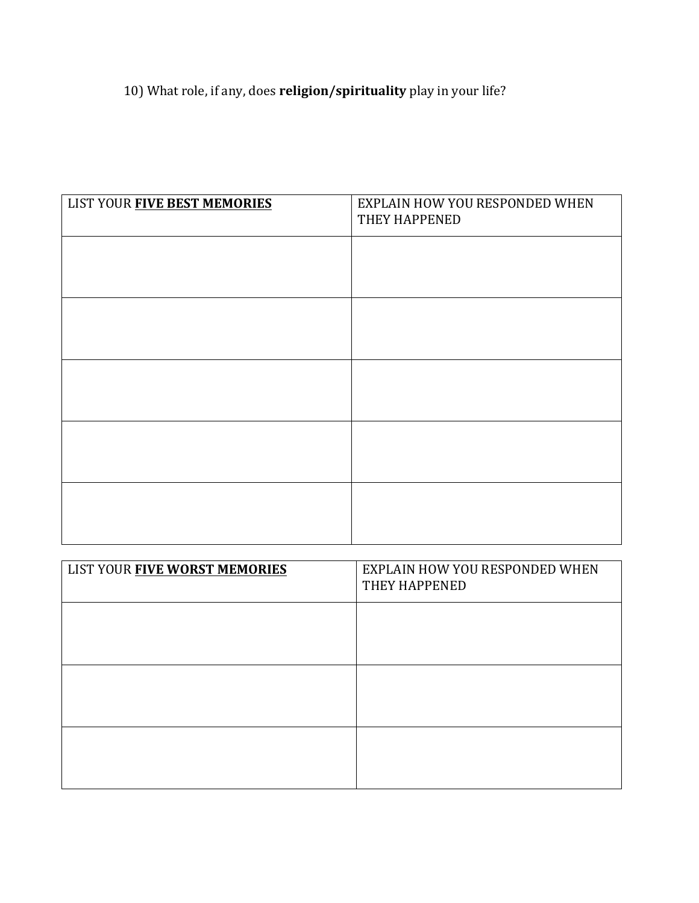10) What role, if any, does **religion/spirituality** play in your life?

| LIST YOUR <u>**FIVE BEST MEMORIES**</u> | EXPLAIN HOW YOU RESPONDED WHEN THEY HAPPENED |
|---|---|
| | |
| | |
| | |
| | |
| | |

| LIST YOUR <u>**FIVE WORST MEMORIES**</u> | EXPLAIN HOW YOU RESPONDED WHEN THEY HAPPENED |
|---|---|
| | |
| | |
| | |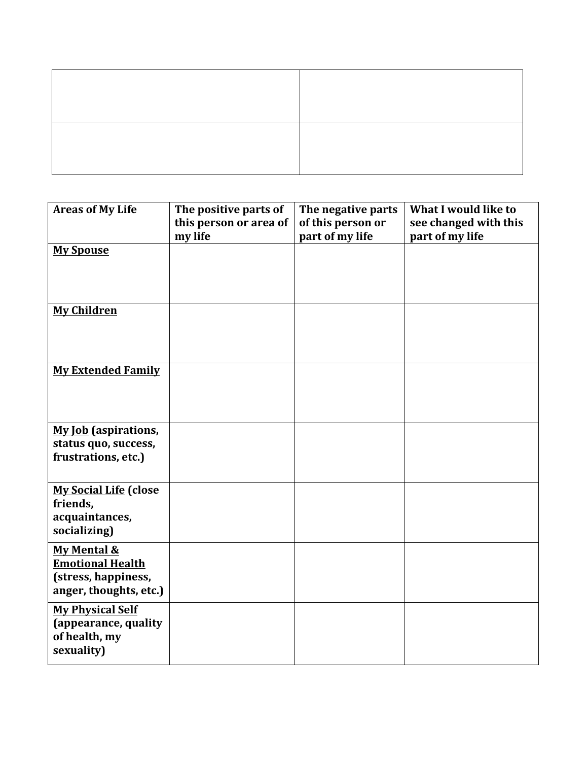| | |
|---|---|
| | |
| | |

| Areas of My Life | The positive parts of this person or area of my life | The negative parts of this person or part of my life | What I would like to see changed with this part of my life |
|---|---|---|---|
| **My Spouse** | | | |
| **My Children** | | | |
| **My Extended Family** | | | |
| **My Job (aspirations, status quo, success, frustrations, etc.)** | | | |
| **My Social Life (close friends, acquaintances, socializing)** | | | |
| **My Mental & Emotional Health (stress, happiness, anger, thoughts, etc.)** | | | |
| **My Physical Self (appearance, quality of health, my sexuality)** | | | |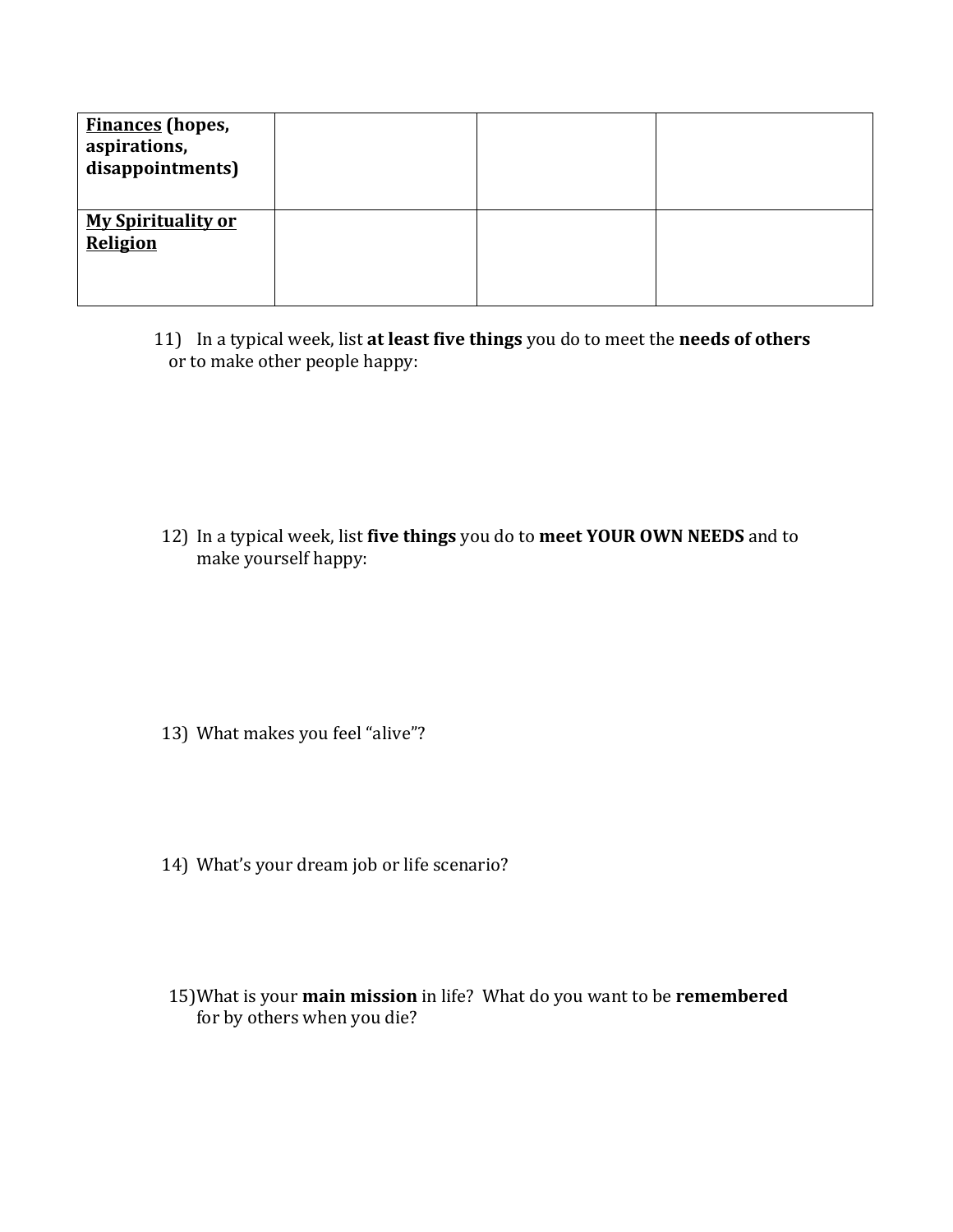| | | | |
|---|---|---|---|
| **<u>Finances</u> (hopes, aspirations, disappointments)** | | | |
| **<u>My Spirituality or Religion</u>** | | | |

11) In a typical week, list **at least five things** you do to meet the **needs of others** or to make other people happy:

12) In a typical week, list **five things** you do to **meet YOUR OWN NEEDS** and to make yourself happy:

13) What makes you feel "alive"?

14) What's your dream job or life scenario?

15) What is your **main mission** in life? What do you want to be **remembered** for by others when you die?